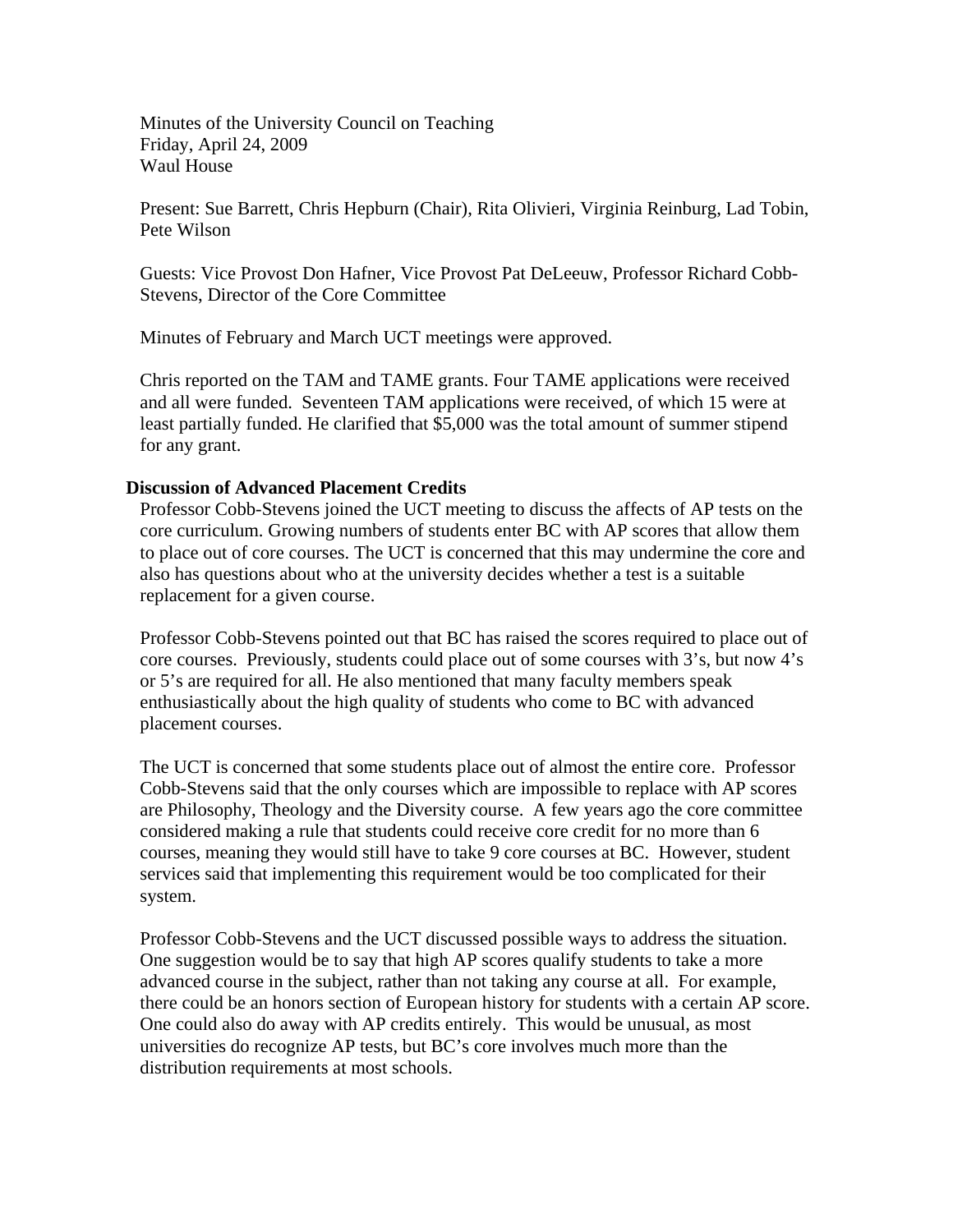Minutes of the University Council on Teaching
Friday, April 24, 2009
Waul House

Present: Sue Barrett, Chris Hepburn (Chair), Rita Olivieri, Virginia Reinburg, Lad Tobin, Pete Wilson

Guests: Vice Provost Don Hafner, Vice Provost Pat DeLeeuw, Professor Richard Cobb-Stevens, Director of the Core Committee

Minutes of February and March UCT meetings were approved.

Chris reported on the TAM and TAME grants. Four TAME applications were received and all were funded. Seventeen TAM applications were received, of which 15 were at least partially funded. He clarified that $5,000 was the total amount of summer stipend for any grant.

**Discussion of Advanced Placement Credits**

Professor Cobb-Stevens joined the UCT meeting to discuss the affects of AP tests on the core curriculum. Growing numbers of students enter BC with AP scores that allow them to place out of core courses. The UCT is concerned that this may undermine the core and also has questions about who at the university decides whether a test is a suitable replacement for a given course.

Professor Cobb-Stevens pointed out that BC has raised the scores required to place out of core courses. Previously, students could place out of some courses with 3's, but now 4's or 5's are required for all. He also mentioned that many faculty members speak enthusiastically about the high quality of students who come to BC with advanced placement courses.

The UCT is concerned that some students place out of almost the entire core. Professor Cobb-Stevens said that the only courses which are impossible to replace with AP scores are Philosophy, Theology and the Diversity course. A few years ago the core committee considered making a rule that students could receive core credit for no more than 6 courses, meaning they would still have to take 9 core courses at BC. However, student services said that implementing this requirement would be too complicated for their system.

Professor Cobb-Stevens and the UCT discussed possible ways to address the situation. One suggestion would be to say that high AP scores qualify students to take a more advanced course in the subject, rather than not taking any course at all. For example, there could be an honors section of European history for students with a certain AP score. One could also do away with AP credits entirely. This would be unusual, as most universities do recognize AP tests, but BC's core involves much more than the distribution requirements at most schools.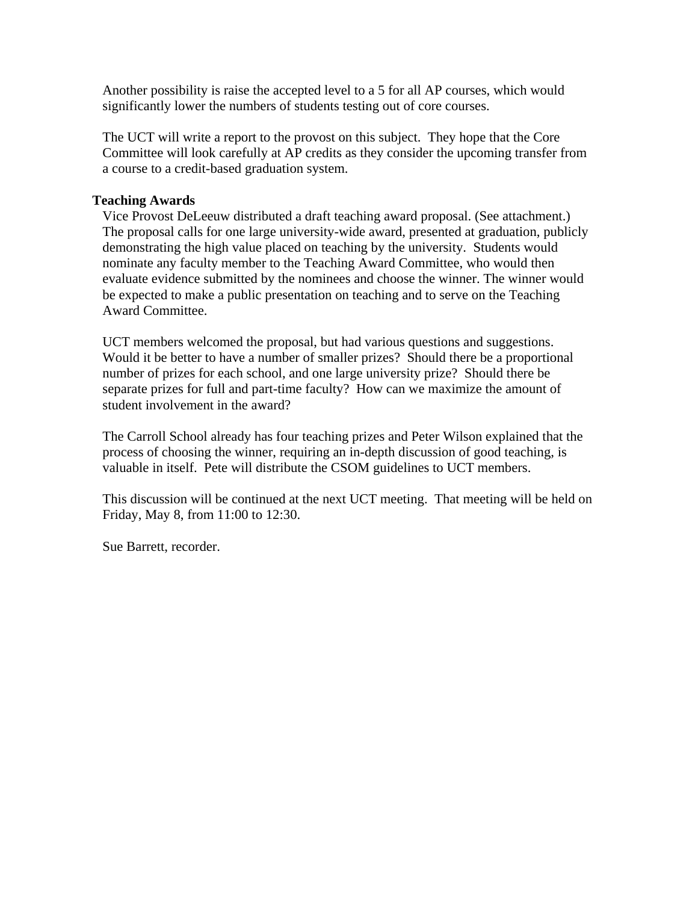Another possibility is raise the accepted level to a 5 for all AP courses, which would significantly lower the numbers of students testing out of core courses.

The UCT will write a report to the provost on this subject. They hope that the Core Committee will look carefully at AP credits as they consider the upcoming transfer from a course to a credit-based graduation system.

**Teaching Awards**

Vice Provost DeLeeuw distributed a draft teaching award proposal. (See attachment.) The proposal calls for one large university-wide award, presented at graduation, publicly demonstrating the high value placed on teaching by the university. Students would nominate any faculty member to the Teaching Award Committee, who would then evaluate evidence submitted by the nominees and choose the winner. The winner would be expected to make a public presentation on teaching and to serve on the Teaching Award Committee.

UCT members welcomed the proposal, but had various questions and suggestions. Would it be better to have a number of smaller prizes? Should there be a proportional number of prizes for each school, and one large university prize? Should there be separate prizes for full and part-time faculty? How can we maximize the amount of student involvement in the award?

The Carroll School already has four teaching prizes and Peter Wilson explained that the process of choosing the winner, requiring an in-depth discussion of good teaching, is valuable in itself. Pete will distribute the CSOM guidelines to UCT members.

This discussion will be continued at the next UCT meeting. That meeting will be held on Friday, May 8, from 11:00 to 12:30.

Sue Barrett, recorder.